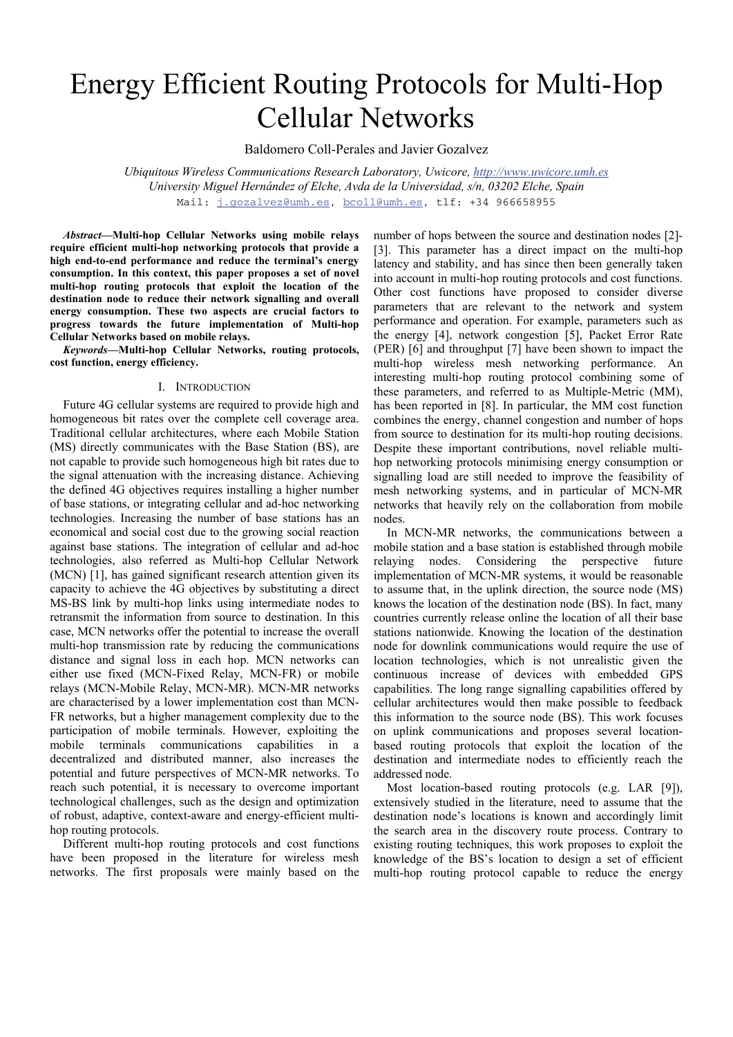# Energy Efficient Routing Protocols for Multi-Hop Cellular Networks

Baldomero Coll-Perales and Javier Gozalvez

*Ubiquitous Wireless Communications Research Laboratory, Uwicore, http://www.uwicore.umh.es*
*University Miguel Hernández of Elche, Avda de la Universidad, s/n, 03202 Elche, Spain*
Mail: j.gozalvez@umh.es, bcoll@umh.es, tlf: +34 966658955

***Abstract*—Multi-hop Cellular Networks using mobile relays require efficient multi-hop networking protocols that provide a high end-to-end performance and reduce the terminal's energy consumption. In this context, this paper proposes a set of novel multi-hop routing protocols that exploit the location of the destination node to reduce their network signalling and overall energy consumption. These two aspects are crucial factors to progress towards the future implementation of Multi-hop Cellular Networks based on mobile relays.**

***Keywords*—Multi-hop Cellular Networks, routing protocols, cost function, energy efficiency.**

## I. Introduction

Future 4G cellular systems are required to provide high and homogeneous bit rates over the complete cell coverage area. Traditional cellular architectures, where each Mobile Station (MS) directly communicates with the Base Station (BS), are not capable to provide such homogeneous high bit rates due to the signal attenuation with the increasing distance. Achieving the defined 4G objectives requires installing a higher number of base stations, or integrating cellular and ad-hoc networking technologies. Increasing the number of base stations has an economical and social cost due to the growing social reaction against base stations. The integration of cellular and ad-hoc technologies, also referred as Multi-hop Cellular Network (MCN) [1], has gained significant research attention given its capacity to achieve the 4G objectives by substituting a direct MS-BS link by multi-hop links using intermediate nodes to retransmit the information from source to destination. In this case, MCN networks offer the potential to increase the overall multi-hop transmission rate by reducing the communications distance and signal loss in each hop. MCN networks can either use fixed (MCN-Fixed Relay, MCN-FR) or mobile relays (MCN-Mobile Relay, MCN-MR). MCN-MR networks are characterised by a lower implementation cost than MCN-FR networks, but a higher management complexity due to the participation of mobile terminals. However, exploiting the mobile terminals communications capabilities in a decentralized and distributed manner, also increases the potential and future perspectives of MCN-MR networks. To reach such potential, it is necessary to overcome important technological challenges, such as the design and optimization of robust, adaptive, context-aware and energy-efficient multi-hop routing protocols.

Different multi-hop routing protocols and cost functions have been proposed in the literature for wireless mesh networks. The first proposals were mainly based on the number of hops between the source and destination nodes [2]-[3]. This parameter has a direct impact on the multi-hop latency and stability, and has since then been generally taken into account in multi-hop routing protocols and cost functions. Other cost functions have proposed to consider diverse parameters that are relevant to the network and system performance and operation. For example, parameters such as the energy [4], network congestion [5], Packet Error Rate (PER) [6] and throughput [7] have been shown to impact the multi-hop wireless mesh networking performance. An interesting multi-hop routing protocol combining some of these parameters, and referred to as Multiple-Metric (MM), has been reported in [8]. In particular, the MM cost function combines the energy, channel congestion and number of hops from source to destination for its multi-hop routing decisions. Despite these important contributions, novel reliable multi-hop networking protocols minimising energy consumption or signalling load are still needed to improve the feasibility of mesh networking systems, and in particular of MCN-MR networks that heavily rely on the collaboration from mobile nodes.

In MCN-MR networks, the communications between a mobile station and a base station is established through mobile relaying nodes. Considering the perspective future implementation of MCN-MR systems, it would be reasonable to assume that, in the uplink direction, the source node (MS) knows the location of the destination node (BS). In fact, many countries currently release online the location of all their base stations nationwide. Knowing the location of the destination node for downlink communications would require the use of location technologies, which is not unrealistic given the continuous increase of devices with embedded GPS capabilities. The long range signalling capabilities offered by cellular architectures would then make possible to feedback this information to the source node (BS). This work focuses on uplink communications and proposes several location-based routing protocols that exploit the location of the destination and intermediate nodes to efficiently reach the addressed node.

Most location-based routing protocols (e.g. LAR [9]), extensively studied in the literature, need to assume that the destination node's locations is known and accordingly limit the search area in the discovery route process. Contrary to existing routing techniques, this work proposes to exploit the knowledge of the BS's location to design a set of efficient multi-hop routing protocol capable to reduce the energy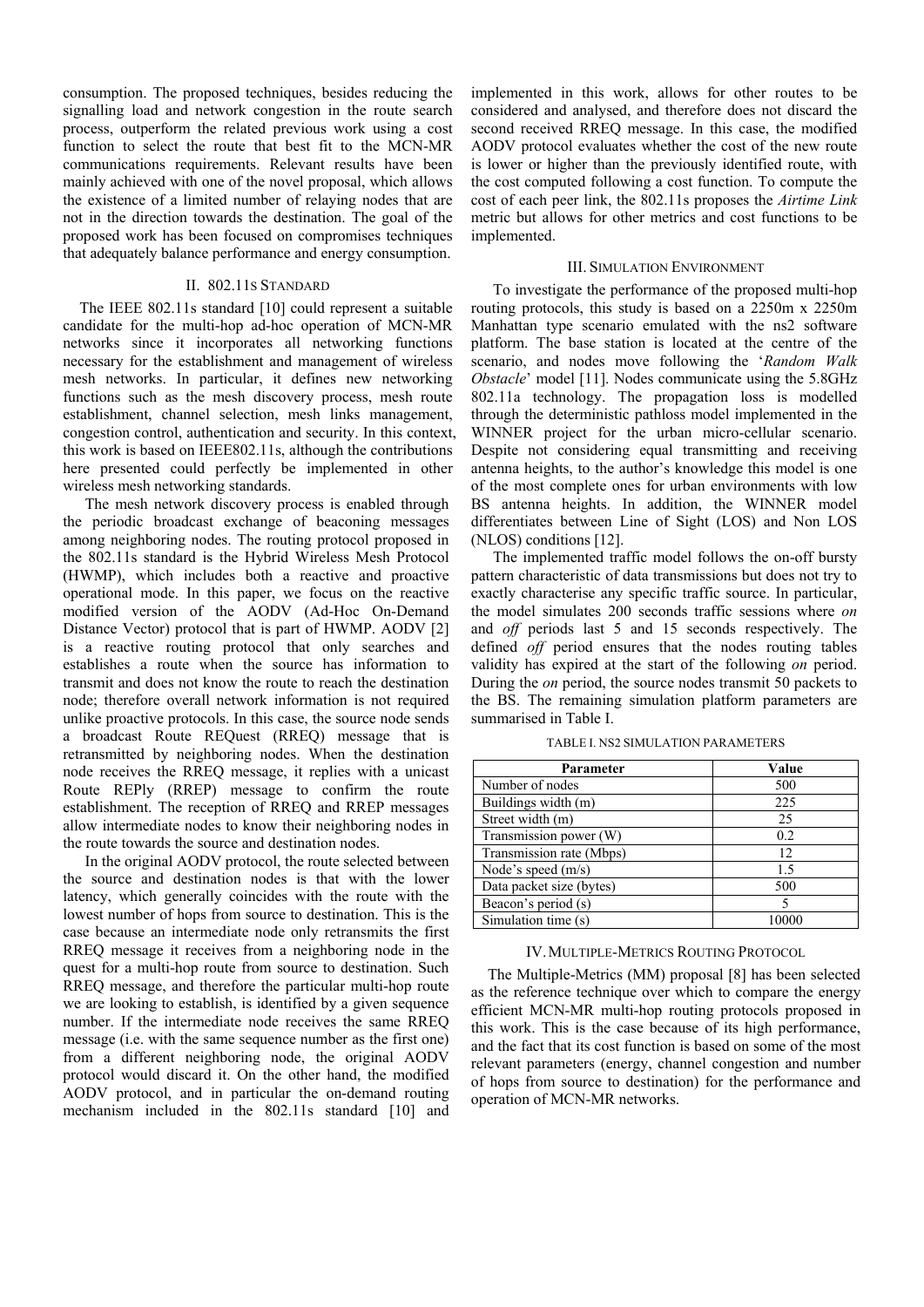consumption. The proposed techniques, besides reducing the signalling load and network congestion in the route search process, outperform the related previous work using a cost function to select the route that best fit to the MCN-MR communications requirements. Relevant results have been mainly achieved with one of the novel proposal, which allows the existence of a limited number of relaying nodes that are not in the direction towards the destination. The goal of the proposed work has been focused on compromises techniques that adequately balance performance and energy consumption.

## II. 802.11S STANDARD

The IEEE 802.11s standard [10] could represent a suitable candidate for the multi-hop ad-hoc operation of MCN-MR networks since it incorporates all networking functions necessary for the establishment and management of wireless mesh networks. In particular, it defines new networking functions such as the mesh discovery process, mesh route establishment, channel selection, mesh links management, congestion control, authentication and security. In this context, this work is based on IEEE802.11s, although the contributions here presented could perfectly be implemented in other wireless mesh networking standards.

The mesh network discovery process is enabled through the periodic broadcast exchange of beaconing messages among neighboring nodes. The routing protocol proposed in the 802.11s standard is the Hybrid Wireless Mesh Protocol (HWMP), which includes both a reactive and proactive operational mode. In this paper, we focus on the reactive modified version of the AODV (Ad-Hoc On-Demand Distance Vector) protocol that is part of HWMP. AODV [2] is a reactive routing protocol that only searches and establishes a route when the source has information to transmit and does not know the route to reach the destination node; therefore overall network information is not required unlike proactive protocols. In this case, the source node sends a broadcast Route REQuest (RREQ) message that is retransmitted by neighboring nodes. When the destination node receives the RREQ message, it replies with a unicast Route REPly (RREP) message to confirm the route establishment. The reception of RREQ and RREP messages allow intermediate nodes to know their neighboring nodes in the route towards the source and destination nodes.

In the original AODV protocol, the route selected between the source and destination nodes is that with the lower latency, which generally coincides with the route with the lowest number of hops from source to destination. This is the case because an intermediate node only retransmits the first RREQ message it receives from a neighboring node in the quest for a multi-hop route from source to destination. Such RREQ message, and therefore the particular multi-hop route we are looking to establish, is identified by a given sequence number. If the intermediate node receives the same RREQ message (i.e. with the same sequence number as the first one) from a different neighboring node, the original AODV protocol would discard it. On the other hand, the modified AODV protocol, and in particular the on-demand routing mechanism included in the 802.11s standard [10] and implemented in this work, allows for other routes to be considered and analysed, and therefore does not discard the second received RREQ message. In this case, the modified AODV protocol evaluates whether the cost of the new route is lower or higher than the previously identified route, with the cost computed following a cost function. To compute the cost of each peer link, the 802.11s proposes the *Airtime Link* metric but allows for other metrics and cost functions to be implemented.

## III. SIMULATION ENVIRONMENT

To investigate the performance of the proposed multi-hop routing protocols, this study is based on a 2250m x 2250m Manhattan type scenario emulated with the ns2 software platform. The base station is located at the centre of the scenario, and nodes move following the '*Random Walk Obstacle*' model [11]. Nodes communicate using the 5.8GHz 802.11a technology. The propagation loss is modelled through the deterministic pathloss model implemented in the WINNER project for the urban micro-cellular scenario. Despite not considering equal transmitting and receiving antenna heights, to the author's knowledge this model is one of the most complete ones for urban environments with low BS antenna heights. In addition, the WINNER model differentiates between Line of Sight (LOS) and Non LOS (NLOS) conditions [12].

The implemented traffic model follows the on-off bursty pattern characteristic of data transmissions but does not try to exactly characterise any specific traffic source. In particular, the model simulates 200 seconds traffic sessions where *on* and *off* periods last 5 and 15 seconds respectively. The defined *off* period ensures that the nodes routing tables validity has expired at the start of the following *on* period. During the *on* period, the source nodes transmit 50 packets to the BS. The remaining simulation platform parameters are summarised in Table I.

TABLE I. NS2 SIMULATION PARAMETERS

| Parameter | Value |
|---|---|
| Number of nodes | 500 |
| Buildings width (m) | 225 |
| Street width (m) | 25 |
| Transmission power (W) | 0.2 |
| Transmission rate (Mbps) | 12 |
| Node's speed (m/s) | 1.5 |
| Data packet size (bytes) | 500 |
| Beacon's period (s) | 5 |
| Simulation time (s) | 10000 |

## IV. MULTIPLE-METRICS ROUTING PROTOCOL

The Multiple-Metrics (MM) proposal [8] has been selected as the reference technique over which to compare the energy efficient MCN-MR multi-hop routing protocols proposed in this work. This is the case because of its high performance, and the fact that its cost function is based on some of the most relevant parameters (energy, channel congestion and number of hops from source to destination) for the performance and operation of MCN-MR networks.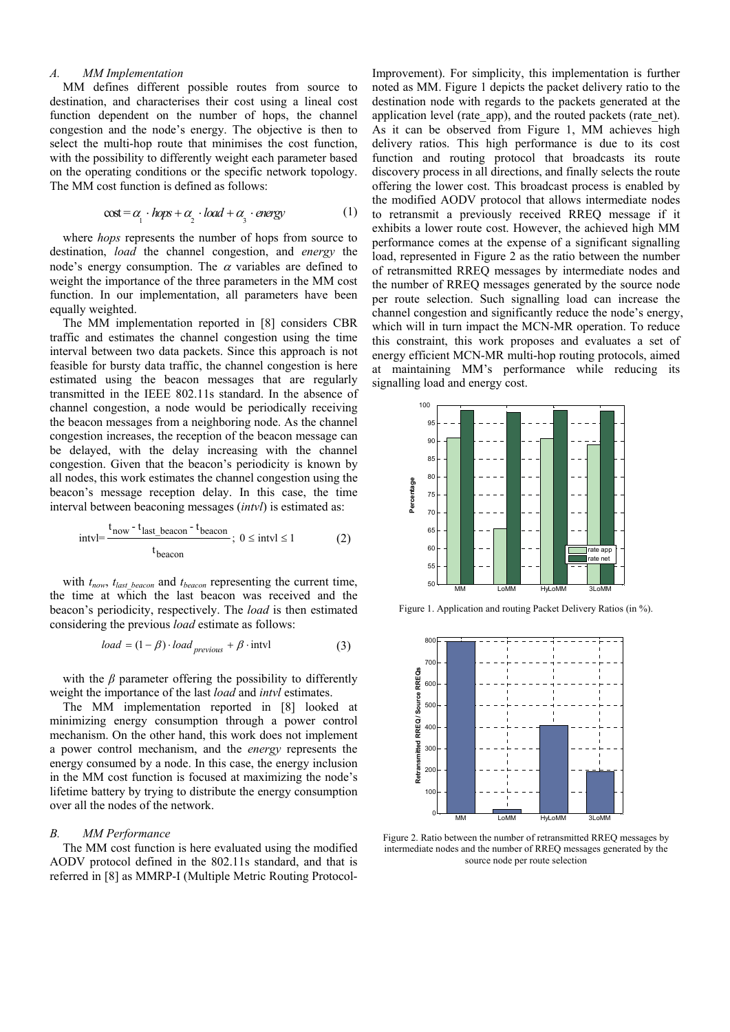### A. MM Implementation

MM defines different possible routes from source to destination, and characterises their cost using a lineal cost function dependent on the number of hops, the channel congestion and the node's energy. The objective is then to select the multi-hop route that minimises the cost function, with the possibility to differently weight each parameter based on the operating conditions or the specific network topology. The MM cost function is defined as follows:

$$\text{cost} = \alpha_1 \cdot \text{hops} + \alpha_2 \cdot \text{load} + \alpha_3 \cdot \text{energy} \tag{1}$$

where *hops* represents the number of hops from source to destination, *load* the channel congestion, and *energy* the node's energy consumption. The $\alpha$ variables are defined to weight the importance of the three parameters in the MM cost function. In our implementation, all parameters have been equally weighted.

The MM implementation reported in [8] considers CBR traffic and estimates the channel congestion using the time interval between two data packets. Since this approach is not feasible for bursty data traffic, the channel congestion is here estimated using the beacon messages that are regularly transmitted in the IEEE 802.11s standard. In the absence of channel congestion, a node would be periodically receiving the beacon messages from a neighboring node. As the channel congestion increases, the reception of the beacon message can be delayed, with the delay increasing with the channel congestion. Given that the beacon's periodicity is known by all nodes, this work estimates the channel congestion using the beacon's message reception delay. In this case, the time interval between beaconing messages (*intvl*) is estimated as:

$$\text{intvl} = \frac{t_{\text{now}} - t_{\text{last\_beacon}} - t_{\text{beacon}}}{t_{\text{beacon}}};\ 0 \leq \text{intvl} \leq 1 \tag{2}$$

with $t_{now}$, $t_{last\_beacon}$ and $t_{beacon}$ representing the current time, the time at which the last beacon was received and the beacon's periodicity, respectively. The *load* is then estimated considering the previous *load* estimate as follows:

$$\text{load} = (1-\beta) \cdot \text{load}_{previous} + \beta \cdot \text{intvl} \tag{3}$$

with the $\beta$ parameter offering the possibility to differently weight the importance of the last *load* and *intvl* estimates.

The MM implementation reported in [8] looked at minimizing energy consumption through a power control mechanism. On the other hand, this work does not implement a power control mechanism, and the *energy* represents the energy consumed by a node. In this case, the energy inclusion in the MM cost function is focused at maximizing the node's lifetime battery by trying to distribute the energy consumption over all the nodes of the network.

### B. MM Performance

The MM cost function is here evaluated using the modified AODV protocol defined in the 802.11s standard, and that is referred in [8] as MMRP-I (Multiple Metric Routing Protocol-Improvement). For simplicity, this implementation is further noted as MM. Figure 1 depicts the packet delivery ratio to the destination node with regards to the packets generated at the application level (rate_app), and the routed packets (rate_net). As it can be observed from Figure 1, MM achieves high delivery ratios. This high performance is due to its cost function and routing protocol that broadcasts its route discovery process in all directions, and finally selects the route offering the lower cost. This broadcast process is enabled by the modified AODV protocol that allows intermediate nodes to retransmit a previously received RREQ message if it exhibits a lower route cost. However, the achieved high MM performance comes at the expense of a significant signalling load, represented in Figure 2 as the ratio between the number of retransmitted RREQ messages by intermediate nodes and the number of RREQ messages generated by the source node per route selection. Such signalling load can increase the channel congestion and significantly reduce the node's energy, which will in turn impact the MCN-MR operation. To reduce this constraint, this work proposes and evaluates a set of energy efficient MCN-MR multi-hop routing protocols, aimed at maintaining MM's performance while reducing its signalling load and energy cost.

Figure 1. Application and routing Packet Delivery Ratios (in %).

Figure 2. Ratio between the number of retransmitted RREQ messages by intermediate nodes and the number of RREQ messages generated by the source node per route selection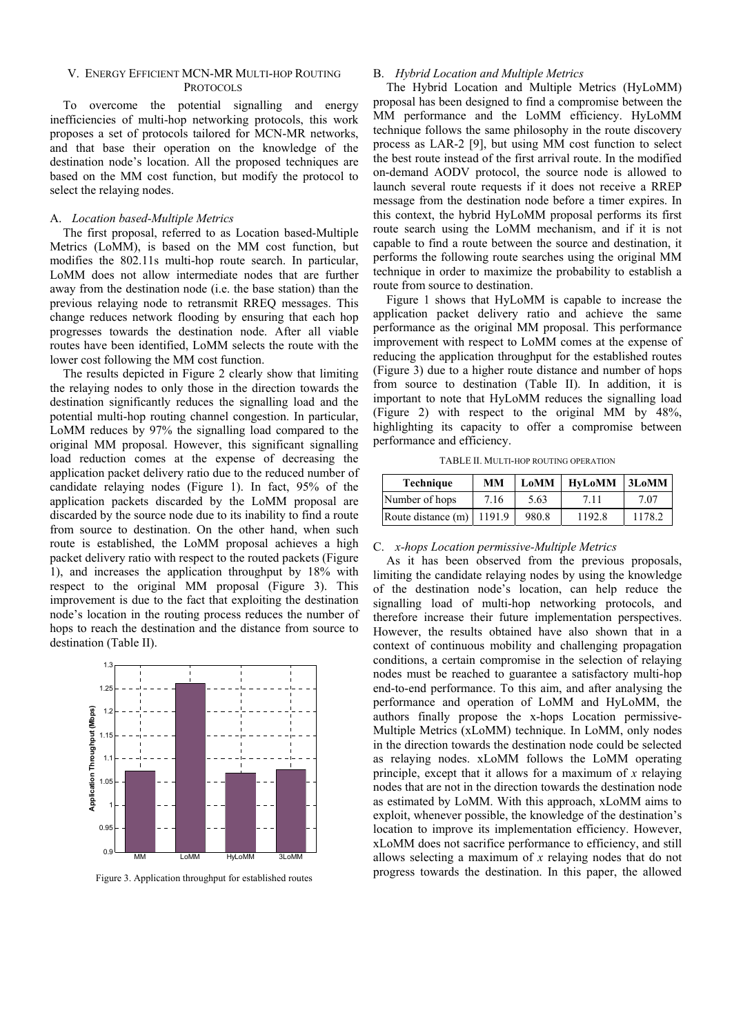## V. Energy Efficient MCN-MR Multi-hop Routing Protocols

To overcome the potential signalling and energy inefficiencies of multi-hop networking protocols, this work proposes a set of protocols tailored for MCN-MR networks, and that base their operation on the knowledge of the destination node's location. All the proposed techniques are based on the MM cost function, but modify the protocol to select the relaying nodes.

### A. *Location based-Multiple Metrics*

The first proposal, referred to as Location based-Multiple Metrics (LoMM), is based on the MM cost function, but modifies the 802.11s multi-hop route search. In particular, LoMM does not allow intermediate nodes that are further away from the destination node (i.e. the base station) than the previous relaying node to retransmit RREQ messages. This change reduces network flooding by ensuring that each hop progresses towards the destination node. After all viable routes have been identified, LoMM selects the route with the lower cost following the MM cost function.

The results depicted in Figure 2 clearly show that limiting the relaying nodes to only those in the direction towards the destination significantly reduces the signalling load and the potential multi-hop routing channel congestion. In particular, LoMM reduces by 97% the signalling load compared to the original MM proposal. However, this significant signalling load reduction comes at the expense of decreasing the application packet delivery ratio due to the reduced number of candidate relaying nodes (Figure 1). In fact, 95% of the application packets discarded by the LoMM proposal are discarded by the source node due to its inability to find a route from source to destination. On the other hand, when such route is established, the LoMM proposal achieves a high packet delivery ratio with respect to the routed packets (Figure 1), and increases the application throughput by 18% with respect to the original MM proposal (Figure 3). This improvement is due to the fact that exploiting the destination node's location in the routing process reduces the number of hops to reach the destination and the distance from source to destination (Table II).

Figure 3. Application throughput for established routes

### B. *Hybrid Location and Multiple Metrics*

The Hybrid Location and Multiple Metrics (HyLoMM) proposal has been designed to find a compromise between the MM performance and the LoMM efficiency. HyLoMM technique follows the same philosophy in the route discovery process as LAR-2 [9], but using MM cost function to select the best route instead of the first arrival route. In the modified on-demand AODV protocol, the source node is allowed to launch several route requests if it does not receive a RREP message from the destination node before a timer expires. In this context, the hybrid HyLoMM proposal performs its first route search using the LoMM mechanism, and if it is not capable to find a route between the source and destination, it performs the following route searches using the original MM technique in order to maximize the probability to establish a route from source to destination.

Figure 1 shows that HyLoMM is capable to increase the application packet delivery ratio and achieve the same performance as the original MM proposal. This performance improvement with respect to LoMM comes at the expense of reducing the application throughput for the established routes (Figure 3) due to a higher route distance and number of hops from source to destination (Table II). In addition, it is important to note that HyLoMM reduces the signalling load (Figure 2) with respect to the original MM by 48%, highlighting its capacity to offer a compromise between performance and efficiency.

TABLE II. Multi-hop routing operation

| Technique | MM | LoMM | HyLoMM | 3LoMM |
|---|---|---|---|---|
| Number of hops | 7.16 | 5.63 | 7.11 | 7.07 |
| Route distance (m) | 1191.9 | 980.8 | 1192.8 | 1178.2 |

### C. *x-hops Location permissive-Multiple Metrics*

As it has been observed from the previous proposals, limiting the candidate relaying nodes by using the knowledge of the destination node's location, can help reduce the signalling load of multi-hop networking protocols, and therefore increase their future implementation perspectives. However, the results obtained have also shown that in a context of continuous mobility and challenging propagation conditions, a certain compromise in the selection of relaying nodes must be reached to guarantee a satisfactory multi-hop end-to-end performance. To this aim, and after analysing the performance and operation of LoMM and HyLoMM, the authors finally propose the x-hops Location permissive-Multiple Metrics (xLoMM) technique. In LoMM, only nodes in the direction towards the destination node could be selected as relaying nodes. xLoMM follows the LoMM operating principle, except that it allows for a maximum of *x* relaying nodes that are not in the direction towards the destination node as estimated by LoMM. With this approach, xLoMM aims to exploit, whenever possible, the knowledge of the destination's location to improve its implementation efficiency. However, xLoMM does not sacrifice performance to efficiency, and still allows selecting a maximum of *x* relaying nodes that do not progress towards the destination. In this paper, the allowed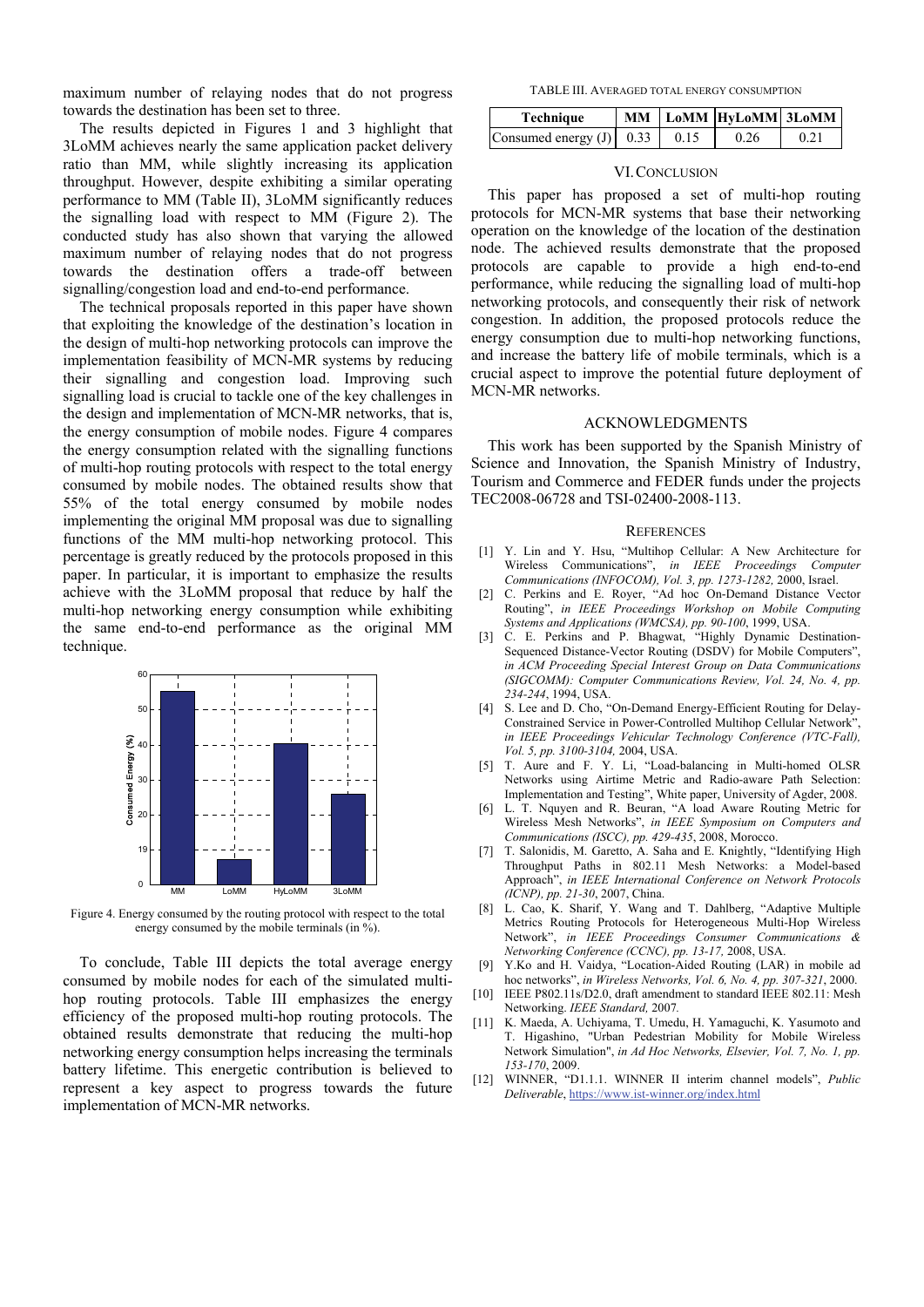maximum number of relaying nodes that do not progress towards the destination has been set to three.

The results depicted in Figures 1 and 3 highlight that 3LoMM achieves nearly the same application packet delivery ratio than MM, while slightly increasing its application throughput. However, despite exhibiting a similar operating performance to MM (Table II), 3LoMM significantly reduces the signalling load with respect to MM (Figure 2). The conducted study has also shown that varying the allowed maximum number of relaying nodes that do not progress towards the destination offers a trade-off between signalling/congestion load and end-to-end performance.

The technical proposals reported in this paper have shown that exploiting the knowledge of the destination's location in the design of multi-hop networking protocols can improve the implementation feasibility of MCN-MR systems by reducing their signalling and congestion load. Improving such signalling load is crucial to tackle one of the key challenges in the design and implementation of MCN-MR networks, that is, the energy consumption of mobile nodes. Figure 4 compares the energy consumption related with the signalling functions of multi-hop routing protocols with respect to the total energy consumed by mobile nodes. The obtained results show that 55% of the total energy consumed by mobile nodes implementing the original MM proposal was due to signalling functions of the MM multi-hop networking protocol. This percentage is greatly reduced by the protocols proposed in this paper. In particular, it is important to emphasize the results achieve with the 3LoMM proposal that reduce by half the multi-hop networking energy consumption while exhibiting the same end-to-end performance as the original MM technique.

Consumed Energy (%)
60
50
40
30
20
19
0
MM LoMM HyLoMM 3LoMM

Figure 4. Energy consumed by the routing protocol with respect to the total energy consumed by the mobile terminals (in %).

To conclude, Table III depicts the total average energy consumed by mobile nodes for each of the simulated multi-hop routing protocols. Table III emphasizes the energy efficiency of the proposed multi-hop routing protocols. The obtained results demonstrate that reducing the multi-hop networking energy consumption helps increasing the terminals battery lifetime. This energetic contribution is believed to represent a key aspect to progress towards the future implementation of MCN-MR networks.

TABLE III. AVERAGED TOTAL ENERGY CONSUMPTION

| **Technique** | **MM** | **LoMM** | **HyLoMM** | **3LoMM** |
|---|---|---|---|---|
| Consumed energy (J) | 0.33 | 0.15 | 0.26 | 0.21 |

## VI. CONCLUSION

This paper has proposed a set of multi-hop routing protocols for MCN-MR systems that base their networking operation on the knowledge of the location of the destination node. The achieved results demonstrate that the proposed protocols are capable to provide a high end-to-end performance, while reducing the signalling load of multi-hop networking protocols, and consequently their risk of network congestion. In addition, the proposed protocols reduce the energy consumption due to multi-hop networking functions, and increase the battery life of mobile terminals, which is a crucial aspect to improve the potential future deployment of MCN-MR networks.

## ACKNOWLEDGMENTS

This work has been supported by the Spanish Ministry of Science and Innovation, the Spanish Ministry of Industry, Tourism and Commerce and FEDER funds under the projects TEC2008-06728 and TSI-02400-2008-113.

## REFERENCES

[1] Y. Lin and Y. Hsu, "Multihop Cellular: A New Architecture for Wireless Communications", *in IEEE Proceedings Computer Communications (INFOCOM), Vol. 3, pp. 1273-1282,* 2000, Israel.

[2] C. Perkins and E. Royer, "Ad hoc On-Demand Distance Vector Routing", *in IEEE Proceedings Workshop on Mobile Computing Systems and Applications (WMCSA), pp. 90-100*, 1999, USA.

[3] C. E. Perkins and P. Bhagwat, "Highly Dynamic Destination-Sequenced Distance-Vector Routing (DSDV) for Mobile Computers", *in ACM Proceeding Special Interest Group on Data Communications (SIGCOMM): Computer Communications Review, Vol. 24, No. 4, pp. 234-244*, 1994, USA.

[4] S. Lee and D. Cho, "On-Demand Energy-Efficient Routing for Delay-Constrained Service in Power-Controlled Multihop Cellular Network", *in IEEE Proceedings Vehicular Technology Conference (VTC-Fall), Vol. 5, pp. 3100-3104,* 2004, USA.

[5] T. Aure and F. Y. Li, "Load-balancing in Multi-homed OLSR Networks using Airtime Metric and Radio-aware Path Selection: Implementation and Testing", White paper, University of Agder, 2008.

[6] L. T. Nquyen and R. Beuran, "A load Aware Routing Metric for Wireless Mesh Networks", *in IEEE Symposium on Computers and Communications (ISCC), pp. 429-435*, 2008, Morocco.

[7] T. Salonidis, M. Garetto, A. Saha and E. Knightly, "Identifying High Throughput Paths in 802.11 Mesh Networks: a Model-based Approach", *in IEEE International Conference on Network Protocols (ICNP), pp. 21-30*, 2007, China.

[8] L. Cao, K. Sharif, Y. Wang and T. Dahlberg, "Adaptive Multiple Metrics Routing Protocols for Heterogeneous Multi-Hop Wireless Network", *in IEEE Proceedings Consumer Communications & Networking Conference (CCNC), pp. 13-17,* 2008, USA.

[9] Y.Ko and H. Vaidya, "Location-Aided Routing (LAR) in mobile ad hoc networks", *in Wireless Networks, Vol. 6, No. 4, pp. 307-321*, 2000.

[10] IEEE P802.11s/D2.0, draft amendment to standard IEEE 802.11: Mesh Networking. *IEEE Standard,* 2007.

[11] K. Maeda, A. Uchiyama, T. Umedu, H. Yamaguchi, K. Yasumoto and T. Higashino, "Urban Pedestrian Mobility for Mobile Wireless Network Simulation", *in Ad Hoc Networks, Elsevier, Vol. 7, No. 1, pp. 153-170*, 2009.

[12] WINNER, "D1.1.1. WINNER II interim channel models", *Public Deliverable*, https://www.ist-winner.org/index.html